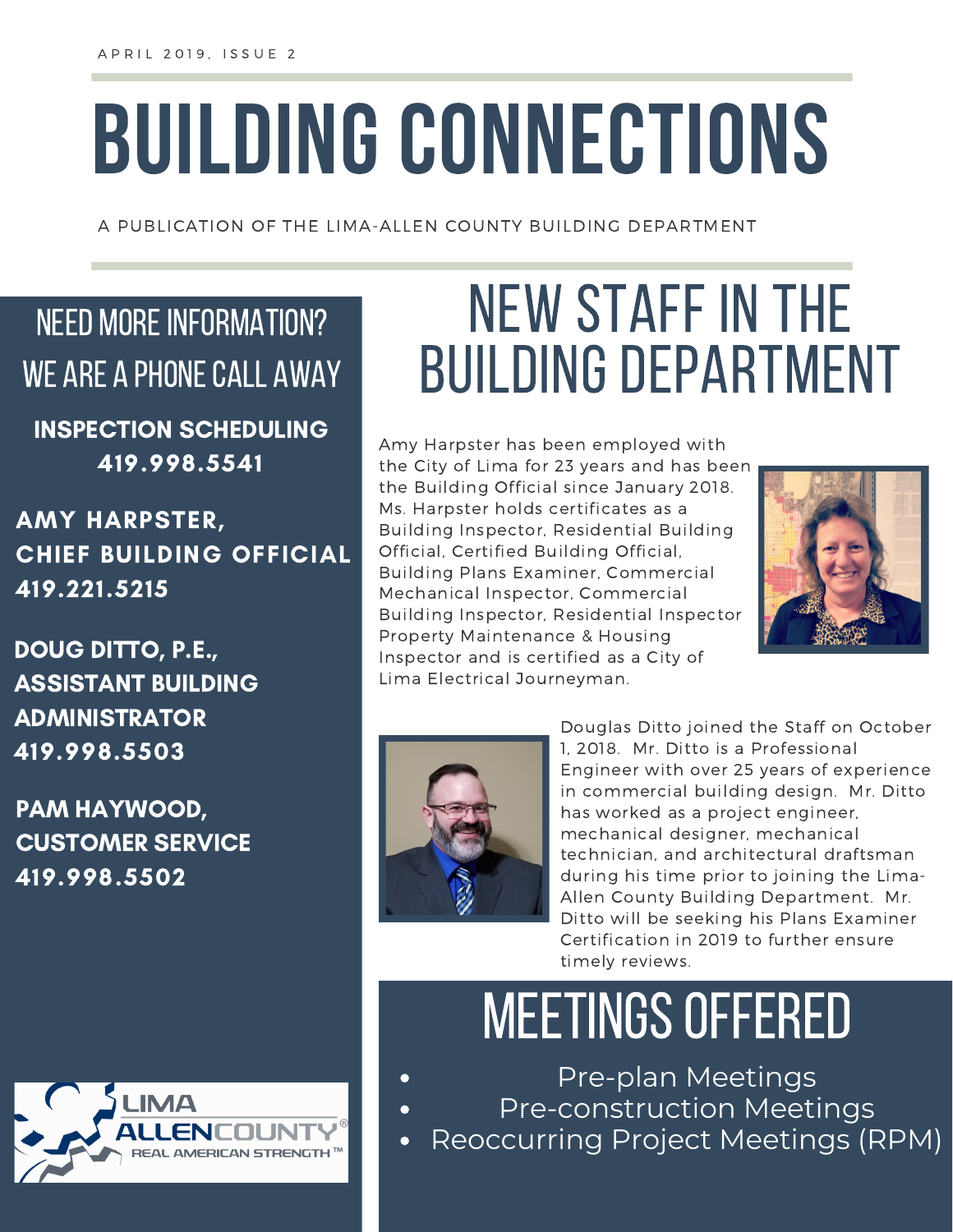APRIL 2019, ISSUE 2

# BUILDING CONNECTIONS

A PUBLICATION OF THE LIMA-ALLEN COUNTY BUILDING DEPARTMENT

## NEED MORE INFORMATION? WE ARE A PHONE CALL AWAY

**INSPECTION SCHEDULING**
**419.998.5541**

**AMY HARPSTER, CHIEF BUILDING OFFICIAL**
**419.221.5215**

**DOUG DITTO, P.E., ASSISTANT BUILDING ADMINISTRATOR**
**419.998.5503**

**PAM HAYWOOD, CUSTOMER SERVICE**
**419.998.5502**

LIMA ALLENCOUNTY® REAL AMERICAN STRENGTH™

## NEW STAFF IN THE BUILDING DEPARTMENT

Amy Harpster has been employed with the City of Lima for 23 years and has been the Building Official since January 2018. Ms. Harpster holds certificates as a Building Inspector, Residential Building Official, Certified Building Official, Building Plans Examiner, Commercial Mechanical Inspector, Commercial Building Inspector, Residential Inspector Property Maintenance & Housing Inspector and is certified as a City of Lima Electrical Journeyman.

Douglas Ditto joined the Staff on October 1, 2018. Mr. Ditto is a Professional Engineer with over 25 years of experience in commercial building design. Mr. Ditto has worked as a project engineer, mechanical designer, mechanical technician, and architectural draftsman during his time prior to joining the Lima-Allen County Building Department. Mr. Ditto will be seeking his Plans Examiner Certification in 2019 to further ensure timely reviews.

## MEETINGS OFFERED

- Pre-plan Meetings
- Pre-construction Meetings
- Reoccurring Project Meetings (RPM)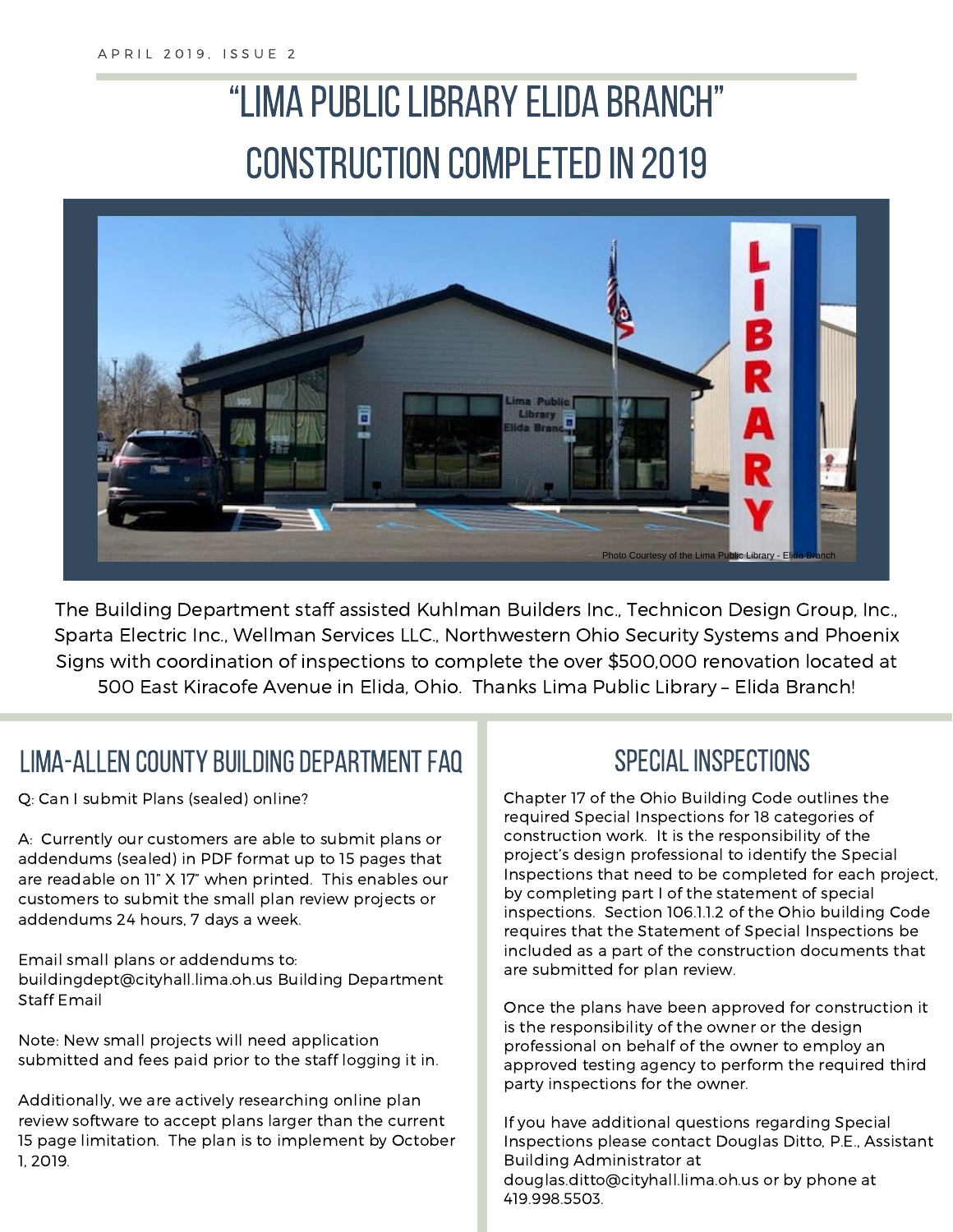APRIL 2019, ISSUE 2

# "LIMA PUBLIC LIBRARY ELIDA BRANCH" CONSTRUCTION COMPLETED IN 2019

Photo Courtesy of the Lima Public Library - Elida Branch

The Building Department staff assisted Kuhlman Builders Inc., Technicon Design Group, Inc., Sparta Electric Inc., Wellman Services LLC., Northwestern Ohio Security Systems and Phoenix Signs with coordination of inspections to complete the over $500,000 renovation located at 500 East Kiracofe Avenue in Elida, Ohio. Thanks Lima Public Library – Elida Branch!

## LIMA-ALLEN COUNTY BUILDING DEPARTMENT FAQ

Q: Can I submit Plans (sealed) online?

A: Currently our customers are able to submit plans or addendums (sealed) in PDF format up to 15 pages that are readable on 11" X 17" when printed. This enables our customers to submit the small plan review projects or addendums 24 hours, 7 days a week.

Email small plans or addendums to: buildingdept@cityhall.lima.oh.us Building Department Staff Email

Note: New small projects will need application submitted and fees paid prior to the staff logging it in.

Additionally, we are actively researching online plan review software to accept plans larger than the current 15 page limitation. The plan is to implement by October 1, 2019.

## SPECIAL INSPECTIONS

Chapter 17 of the Ohio Building Code outlines the required Special Inspections for 18 categories of construction work. It is the responsibility of the project's design professional to identify the Special Inspections that need to be completed for each project, by completing part I of the statement of special inspections. Section 106.1.1.2 of the Ohio building Code requires that the Statement of Special Inspections be included as a part of the construction documents that are submitted for plan review.

Once the plans have been approved for construction it is the responsibility of the owner or the design professional on behalf of the owner to employ an approved testing agency to perform the required third party inspections for the owner.

If you have additional questions regarding Special Inspections please contact Douglas Ditto, P.E., Assistant Building Administrator at douglas.ditto@cityhall.lima.oh.us or by phone at 419.998.5503.